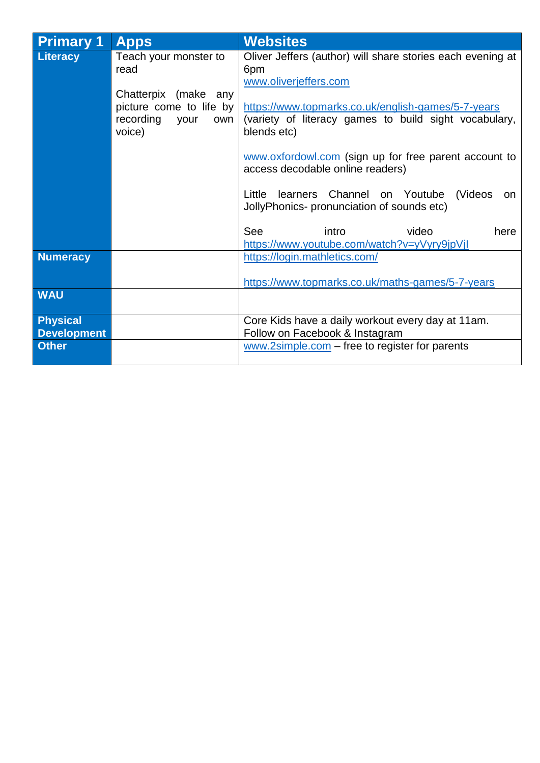| Primary 1 | Apps | Websites |
|---|---|---|
| **Literacy** | Teach your monster to read<br><br>Chatterpix (make any picture come to life by recording your own voice) | Oliver Jeffers (author) will share stories each evening at 6pm<br>www.oliverjeffers.com<br><br>https://www.topmarks.co.uk/english-games/5-7-years (variety of literacy games to build sight vocabulary, blends etc)<br><br>www.oxfordowl.com (sign up for free parent account to access decodable online readers)<br><br>Little learners Channel on Youtube (Videos on JollyPhonics- pronunciation of sounds etc)<br><br>See intro video here https://www.youtube.com/watch?v=yVyry9jpVjI |
| **Numeracy** | | https://login.mathletics.com/<br><br>https://www.topmarks.co.uk/maths-games/5-7-years |
| **WAU** | | |
| **Physical Development** | | Core Kids have a daily workout every day at 11am. Follow on Facebook & Instagram |
| **Other** | | www.2simple.com – free to register for parents |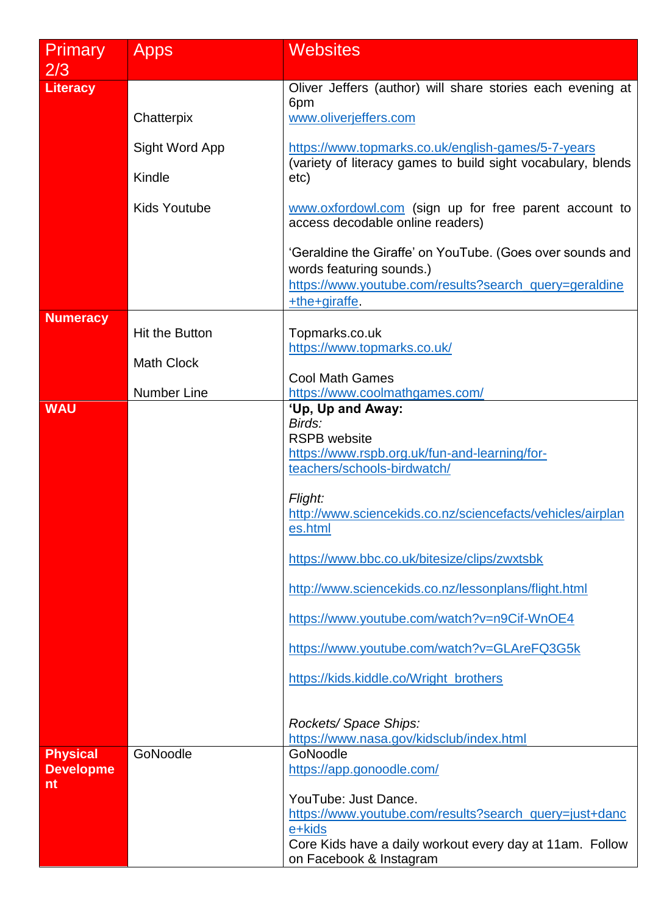| Primary 2/3 | Apps | Websites |
| --- | --- | --- |
| **Literacy** | Chatterpix<br><br>Sight Word App<br><br>Kindle<br><br>Kids Youtube | Oliver Jeffers (author) will share stories each evening at 6pm<br>www.oliverjeffers.com<br><br>https://www.topmarks.co.uk/english-games/5-7-years (variety of literacy games to build sight vocabulary, blends etc)<br><br>www.oxfordowl.com (sign up for free parent account to access decodable online readers)<br><br>'Geraldine the Giraffe' on YouTube. (Goes over sounds and words featuring sounds.)<br>https://www.youtube.com/results?search_query=geraldine+the+giraffe. |
| **Numeracy** | Hit the Button<br><br>Math Clock<br><br>Number Line | Topmarks.co.uk<br>https://www.topmarks.co.uk/<br><br>Cool Math Games<br>https://www.coolmathgames.com/ |
| **WAU** | | **'Up, Up and Away:**<br>*Birds:*<br>RSPB website<br>https://www.rspb.org.uk/fun-and-learning/for-teachers/schools-birdwatch/<br><br>*Flight:*<br>http://www.sciencekids.co.nz/sciencefacts/vehicles/airplanes.html<br><br>https://www.bbc.co.uk/bitesize/clips/zwxtsbk<br><br>http://www.sciencekids.co.nz/lessonplans/flight.html<br><br>https://www.youtube.com/watch?v=n9Cif-WnOE4<br><br>https://www.youtube.com/watch?v=GLAreFQ3G5k<br><br>https://kids.kiddle.co/Wright_brothers<br><br>*Rockets/ Space Ships:*<br>https://www.nasa.gov/kidsclub/index.html |
| **Physical Development** | GoNoodle | GoNoodle<br>https://app.gonoodle.com/<br><br>YouTube: Just Dance.<br>https://www.youtube.com/results?search_query=just+dance+kids<br>Core Kids have a daily workout every day at 11am. Follow on Facebook & Instagram |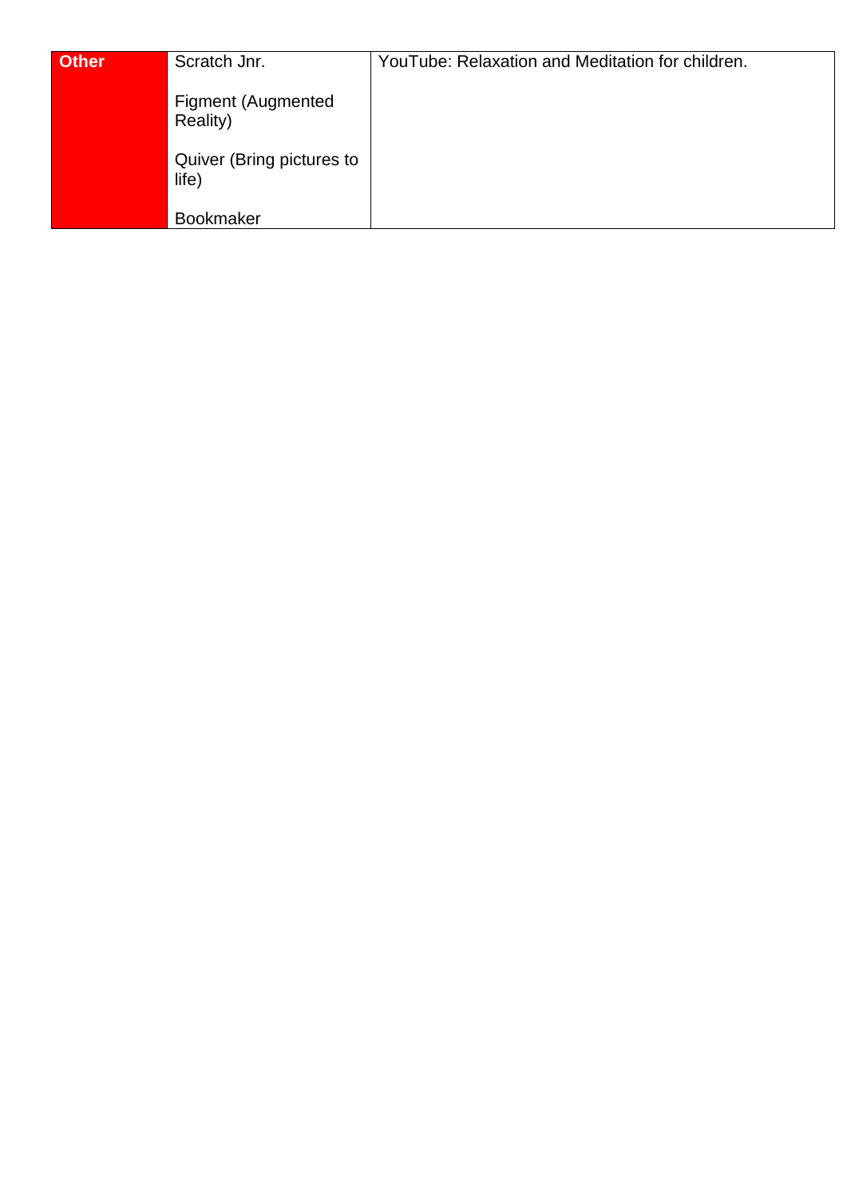| Other | Scratch Jnr.<br><br>Figment (Augmented Reality)<br><br>Quiver (Bring pictures to life)<br><br>Bookmaker | YouTube: Relaxation and Meditation for children. |
|---|---|---|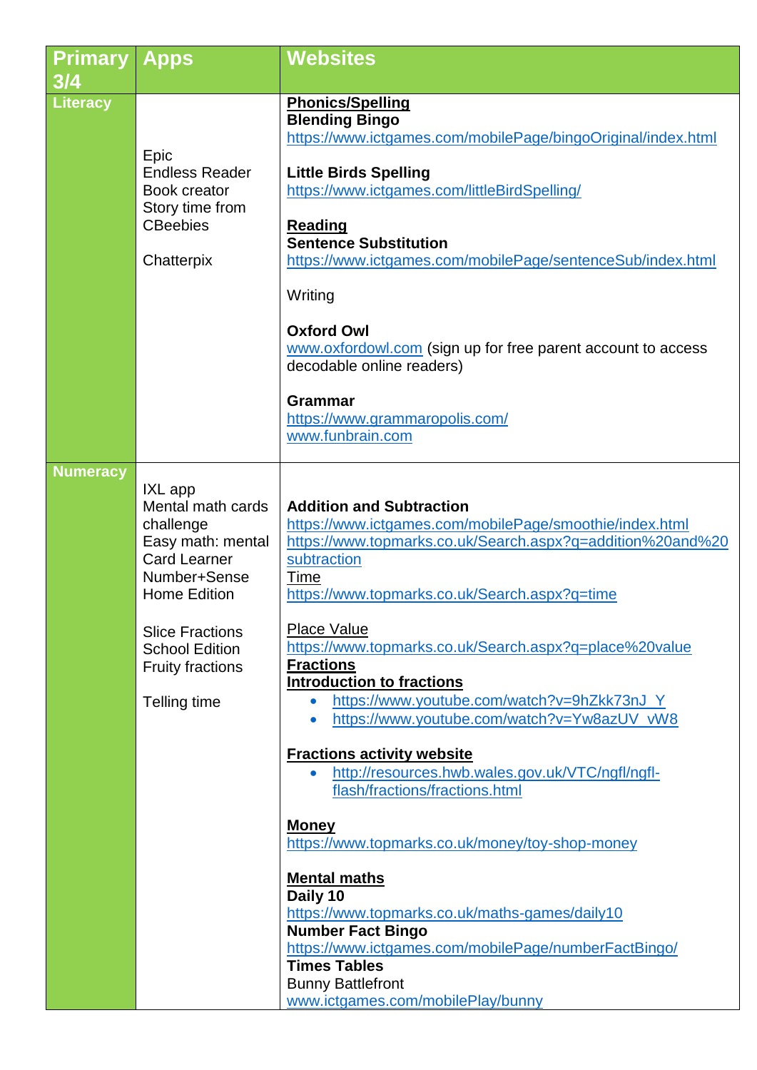| Primary 3/4 | Apps | Websites |
| --- | --- | --- |
| Literacy | Epic<br>Endless Reader<br>Book creator<br>Story time from CBeebies<br><br>Chatterpix | **Phonics/Spelling**<br>**Blending Bingo**<br>https://www.ictgames.com/mobilePage/bingoOriginal/index.html<br><br>**Little Birds Spelling**<br>https://www.ictgames.com/littleBirdSpelling/<br><br>**Reading**<br>**Sentence Substitution**<br>https://www.ictgames.com/mobilePage/sentenceSub/index.html<br><br>Writing<br><br>**Oxford Owl**<br>www.oxfordowl.com (sign up for free parent account to access decodable online readers)<br><br>**Grammar**<br>https://www.grammaropolis.com/<br>www.funbrain.com |
| Numeracy | IXL app<br>Mental math cards challenge<br>Easy math: mental<br>Card Learner<br>Number+Sense Home Edition<br><br>Slice Fractions School Edition<br>Fruity fractions<br><br>Telling time | **Addition and Subtraction**<br>https://www.ictgames.com/mobilePage/smoothie/index.html<br>https://www.topmarks.co.uk/Search.aspx?q=addition%20and%20subtraction<br>Time<br>https://www.topmarks.co.uk/Search.aspx?q=time<br><br>Place Value<br>https://www.topmarks.co.uk/Search.aspx?q=place%20value<br>**Fractions**<br>**Introduction to fractions**<br>• https://www.youtube.com/watch?v=9hZkk73nJ_Y<br>• https://www.youtube.com/watch?v=Yw8azUV_vW8<br><br>**Fractions activity website**<br>• http://resources.hwb.wales.gov.uk/VTC/ngfl/ngfl-flash/fractions/fractions.html<br><br>**Money**<br>https://www.topmarks.co.uk/money/toy-shop-money<br><br>**Mental maths**<br>**Daily 10**<br>https://www.topmarks.co.uk/maths-games/daily10<br>**Number Fact Bingo**<br>https://www.ictgames.com/mobilePage/numberFactBingo/<br>**Times Tables**<br>Bunny Battlefront<br>www.ictgames.com/mobilePlay/bunny |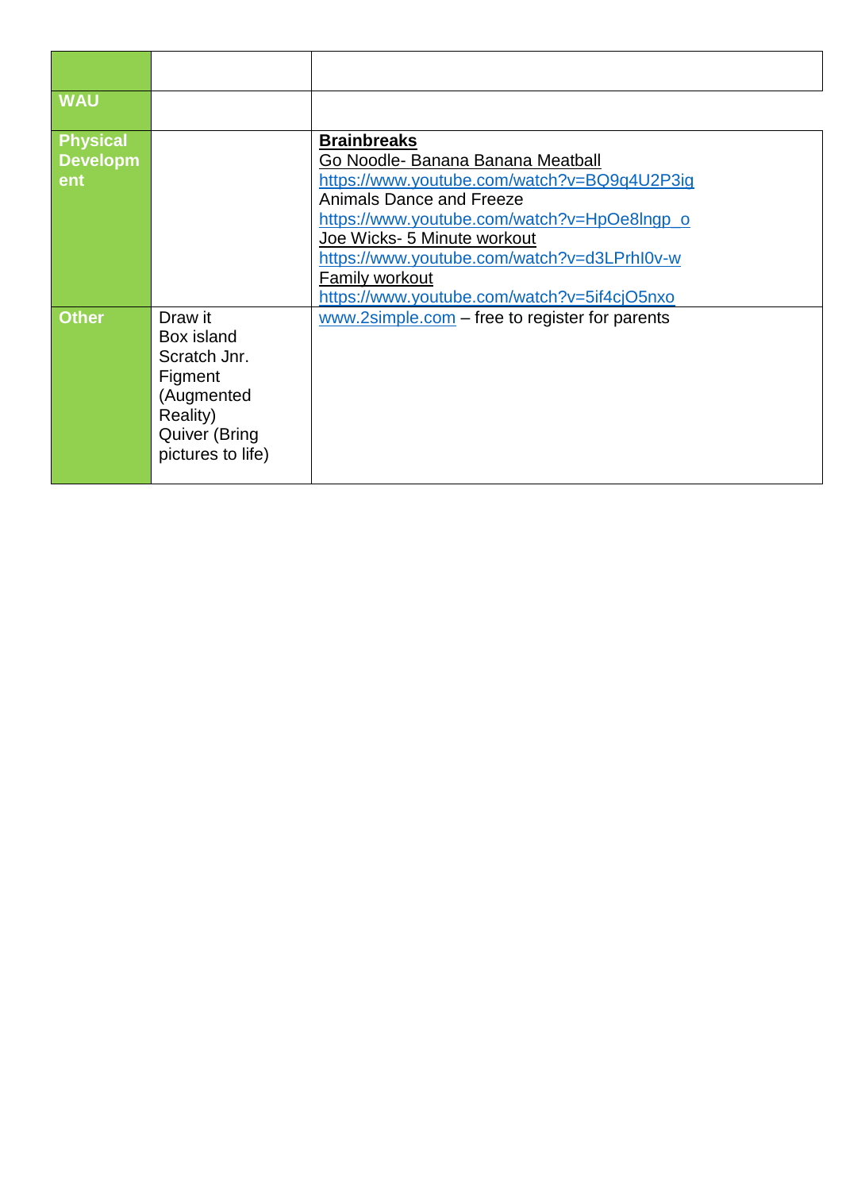| | | |
|---|---|---|
| **WAU** | | |
| **Physical Development** | | **Brainbreaks**<br>Go Noodle- Banana Banana Meatball<br>https://www.youtube.com/watch?v=BQ9q4U2P3ig<br>Animals Dance and Freeze<br>https://www.youtube.com/watch?v=HpOe8lngp_o<br>Joe Wicks- 5 Minute workout<br>https://www.youtube.com/watch?v=d3LPrhI0v-w<br>Family workout<br>https://www.youtube.com/watch?v=5if4cjO5nxo |
| **Other** | Draw it<br>Box island<br>Scratch Jnr.<br>Figment (Augmented Reality)<br>Quiver (Bring pictures to life) | www.2simple.com – free to register for parents |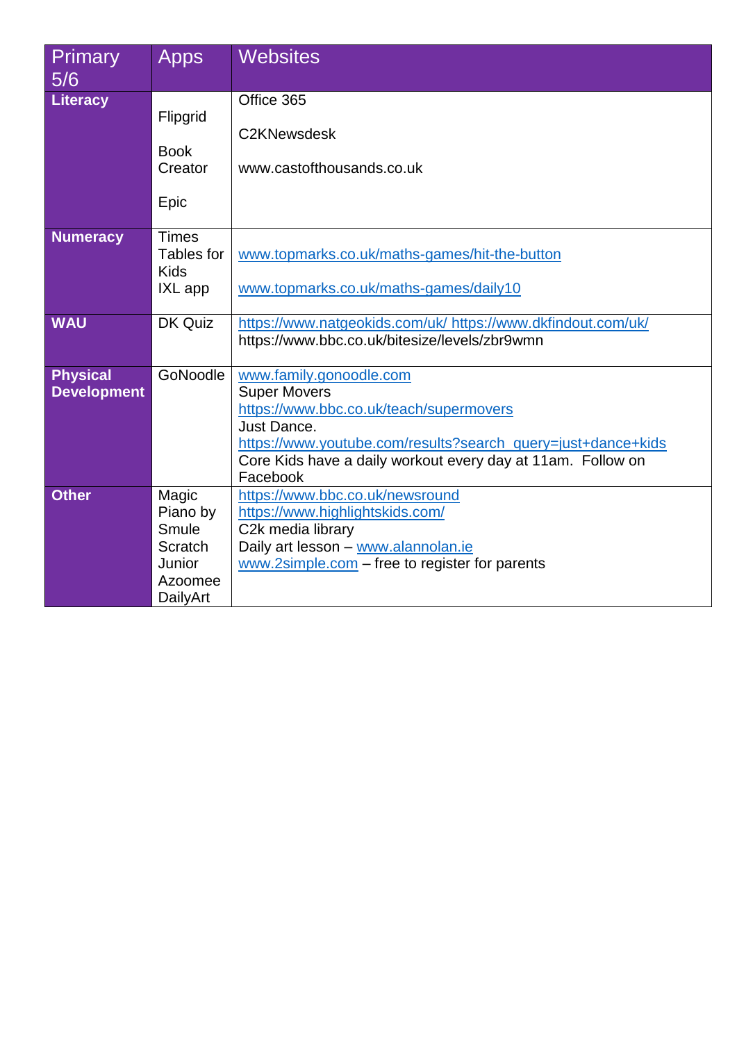| Primary 5/6 | Apps | Websites |
|---|---|---|
| **Literacy** | Flipgrid<br><br>Book Creator<br><br>Epic | Office 365<br><br>C2KNewsdesk<br><br>www.castofthousands.co.uk |
| **Numeracy** | Times Tables for Kids<br>IXL app | www.topmarks.co.uk/maths-games/hit-the-button<br><br>www.topmarks.co.uk/maths-games/daily10 |
| **WAU** | DK Quiz | https://www.natgeokids.com/uk/ https://www.dkfindout.com/uk/<br>https://www.bbc.co.uk/bitesize/levels/zbr9wmn |
| **Physical Development** | GoNoodle | www.family.gonoodle.com<br>Super Movers<br>https://www.bbc.co.uk/teach/supermovers<br>Just Dance.<br>https://www.youtube.com/results?search_query=just+dance+kids<br>Core Kids have a daily workout every day at 11am. Follow on Facebook |
| **Other** | Magic Piano by Smule<br>Scratch Junior<br>Azoomee<br>DailyArt | https://www.bbc.co.uk/newsround<br>https://www.highlightskids.com/<br>C2k media library<br>Daily art lesson – www.alannolan.ie<br>www.2simple.com – free to register for parents |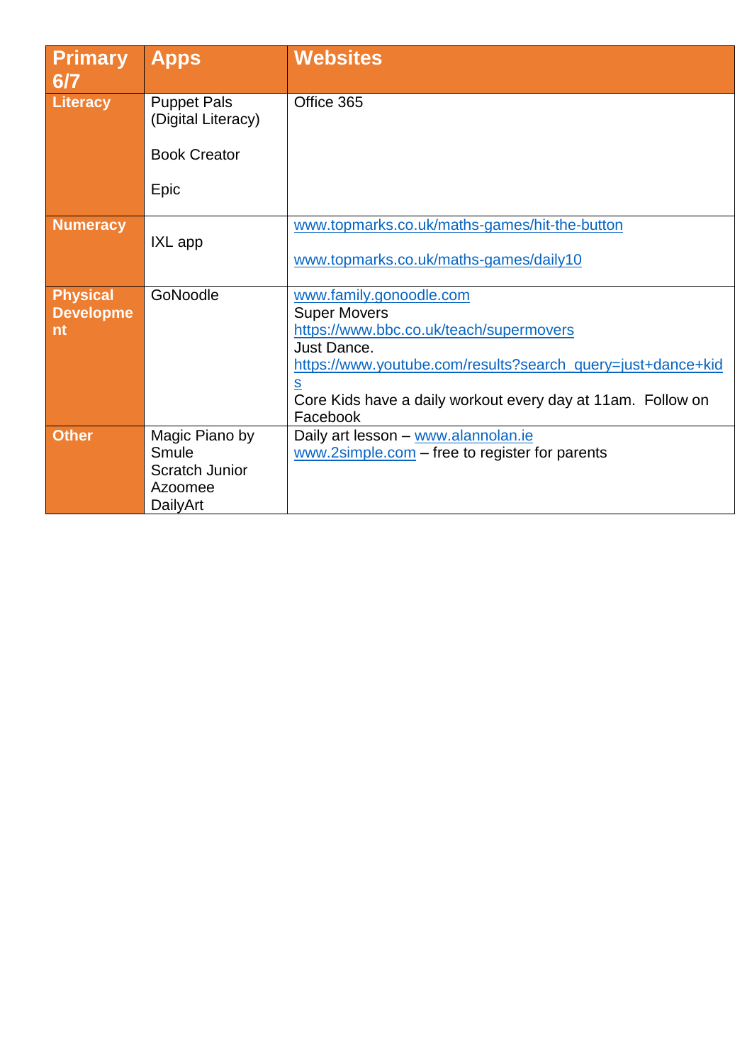| Primary 6/7 | Apps | Websites |
|---|---|---|
| **Literacy** | Puppet Pals (Digital Literacy)<br><br>Book Creator<br><br>Epic | Office 365 |
| **Numeracy** | IXL app | www.topmarks.co.uk/maths-games/hit-the-button<br><br>www.topmarks.co.uk/maths-games/daily10 |
| **Physical Development** | GoNoodle | www.family.gonoodle.com<br>Super Movers<br>https://www.bbc.co.uk/teach/supermovers<br>Just Dance.<br>https://www.youtube.com/results?search_query=just+dance+kids<br>Core Kids have a daily workout every day at 11am. Follow on Facebook |
| **Other** | Magic Piano by Smule<br>Scratch Junior<br>Azoomee<br>DailyArt | Daily art lesson – www.alannolan.ie<br>www.2simple.com – free to register for parents |